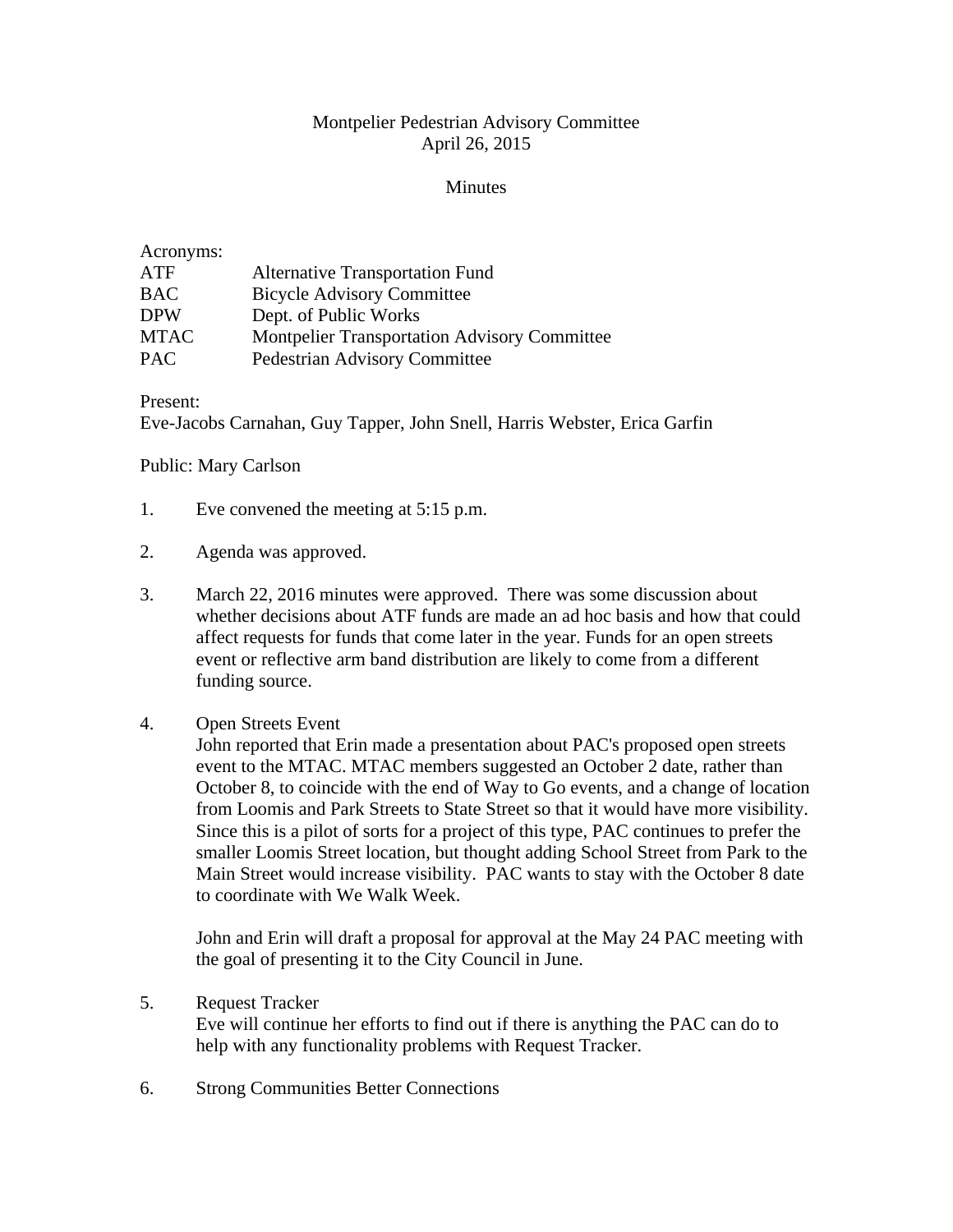# Montpelier Pedestrian Advisory Committee
April 26, 2015

Minutes

Acronyms:

| | |
|---|---|
| ATF | Alternative Transportation Fund |
| BAC | Bicycle Advisory Committee |
| DPW | Dept. of Public Works |
| MTAC | Montpelier Transportation Advisory Committee |
| PAC | Pedestrian Advisory Committee |

Present:
Eve-Jacobs Carnahan, Guy Tapper, John Snell, Harris Webster, Erica Garfin

Public: Mary Carlson

1. Eve convened the meeting at 5:15 p.m.

2. Agenda was approved.

3. March 22, 2016 minutes were approved. There was some discussion about whether decisions about ATF funds are made an ad hoc basis and how that could affect requests for funds that come later in the year. Funds for an open streets event or reflective arm band distribution are likely to come from a different funding source.

4. Open Streets Event
   John reported that Erin made a presentation about PAC's proposed open streets event to the MTAC. MTAC members suggested an October 2 date, rather than October 8, to coincide with the end of Way to Go events, and a change of location from Loomis and Park Streets to State Street so that it would have more visibility. Since this is a pilot of sorts for a project of this type, PAC continues to prefer the smaller Loomis Street location, but thought adding School Street from Park to the Main Street would increase visibility. PAC wants to stay with the October 8 date to coordinate with We Walk Week.

   John and Erin will draft a proposal for approval at the May 24 PAC meeting with the goal of presenting it to the City Council in June.

5. Request Tracker
   Eve will continue her efforts to find out if there is anything the PAC can do to help with any functionality problems with Request Tracker.

6. Strong Communities Better Connections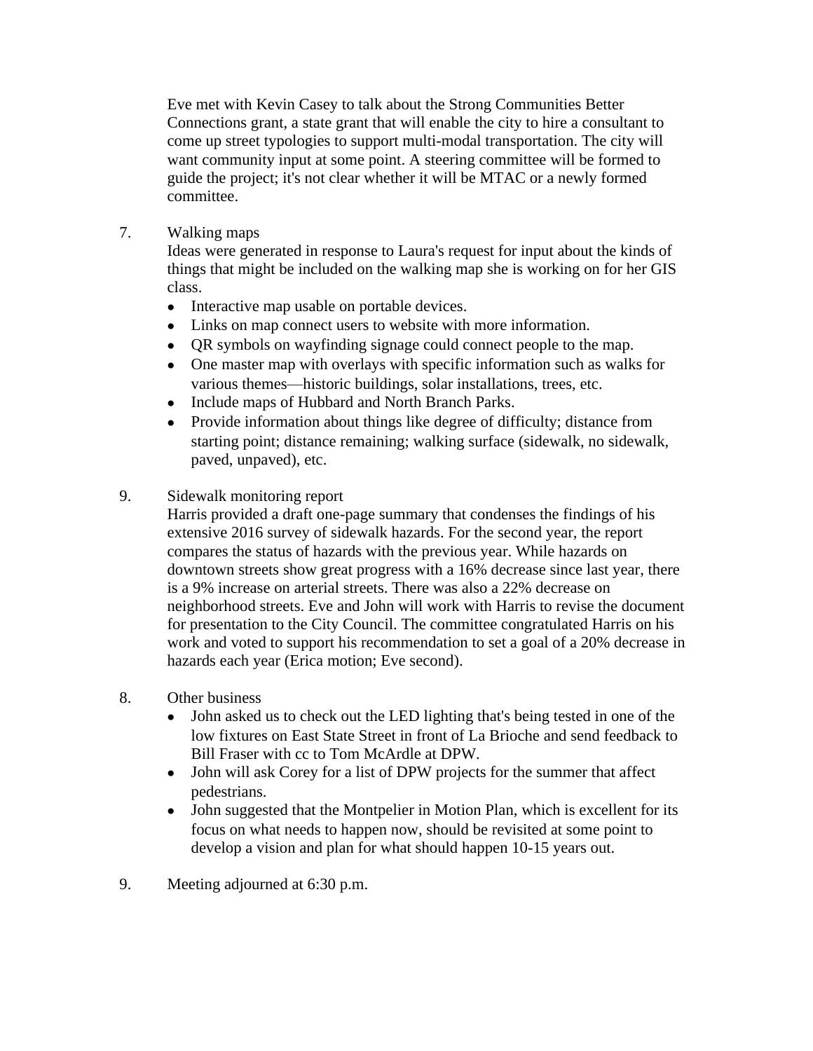Eve met with Kevin Casey to talk about the Strong Communities Better Connections grant, a state grant that will enable the city to hire a consultant to come up street typologies to support multi-modal transportation. The city will want community input at some point. A steering committee will be formed to guide the project; it's not clear whether it will be MTAC or a newly formed committee.

7. Walking maps

   Ideas were generated in response to Laura's request for input about the kinds of things that might be included on the walking map she is working on for her GIS class.

   - Interactive map usable on portable devices.
   - Links on map connect users to website with more information.
   - QR symbols on wayfinding signage could connect people to the map.
   - One master map with overlays with specific information such as walks for various themes—historic buildings, solar installations, trees, etc.
   - Include maps of Hubbard and North Branch Parks.
   - Provide information about things like degree of difficulty; distance from starting point; distance remaining; walking surface (sidewalk, no sidewalk, paved, unpaved), etc.

9. Sidewalk monitoring report

   Harris provided a draft one-page summary that condenses the findings of his extensive 2016 survey of sidewalk hazards. For the second year, the report compares the status of hazards with the previous year. While hazards on downtown streets show great progress with a 16% decrease since last year, there is a 9% increase on arterial streets. There was also a 22% decrease on neighborhood streets. Eve and John will work with Harris to revise the document for presentation to the City Council. The committee congratulated Harris on his work and voted to support his recommendation to set a goal of a 20% decrease in hazards each year (Erica motion; Eve second).

8. Other business

   - John asked us to check out the LED lighting that's being tested in one of the low fixtures on East State Street in front of La Brioche and send feedback to Bill Fraser with cc to Tom McArdle at DPW.
   - John will ask Corey for a list of DPW projects for the summer that affect pedestrians.
   - John suggested that the Montpelier in Motion Plan, which is excellent for its focus on what needs to happen now, should be revisited at some point to develop a vision and plan for what should happen 10-15 years out.

9. Meeting adjourned at 6:30 p.m.